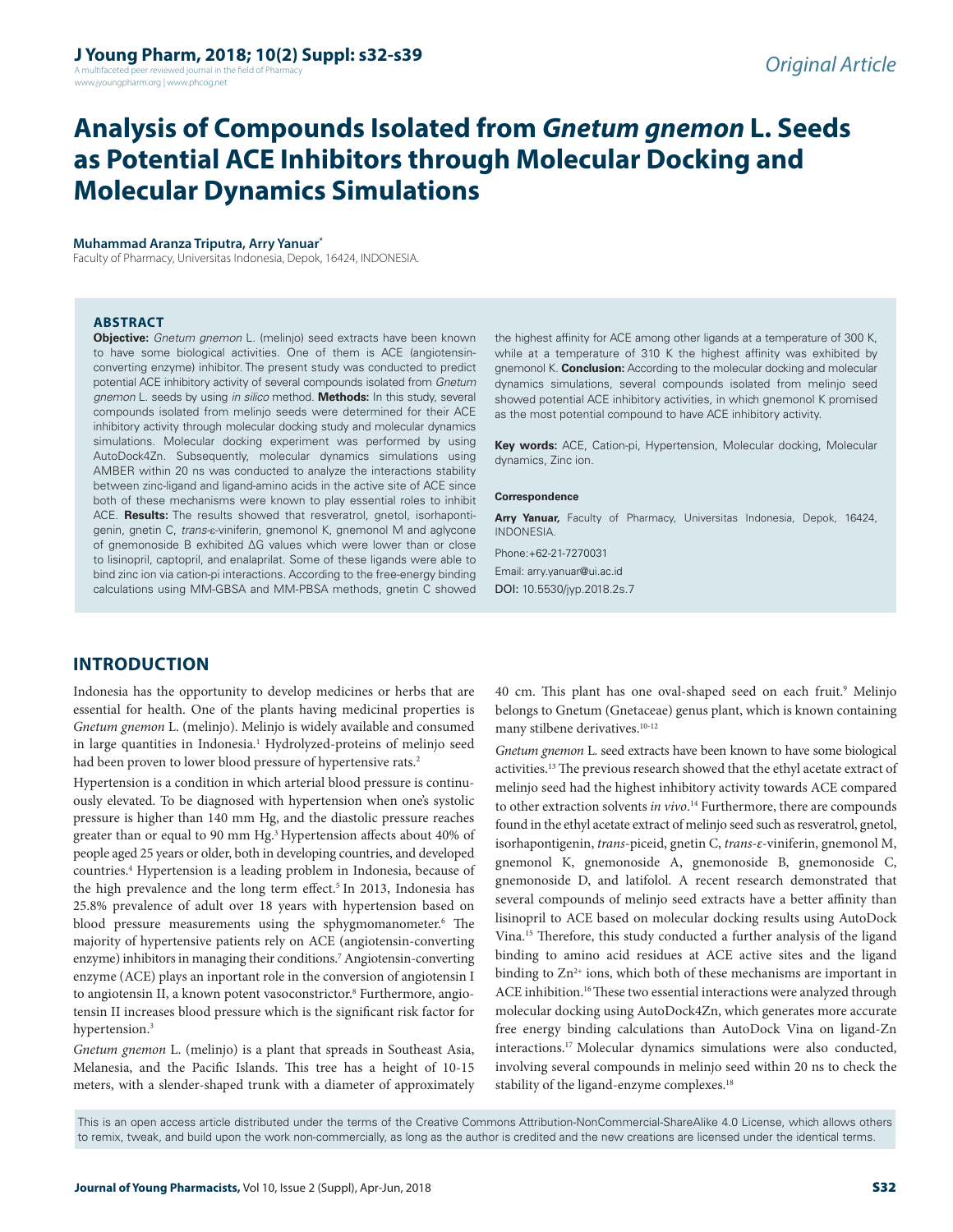# Analysis of Compounds Isolated from *Gnetum gnemon* L. Seeds as Potential ACE Inhibitors through Molecular Docking and Molecular Dynamics Simulations

**Muhammad Aranza Triputra, Arry Yanuar***

Faculty of Pharmacy, Universitas Indonesia, Depok, 16424, INDONESIA.

## ABSTRACT

**Objective:** *Gnetum gnemon* L. (melinjo) seed extracts have been known to have some biological activities. One of them is ACE (angiotensin-converting enzyme) inhibitor. The present study was conducted to predict potential ACE inhibitory activity of several compounds isolated from *Gnetum gnemon* L. seeds by using *in silico* method. **Methods:** In this study, several compounds isolated from melinjo seeds were determined for their ACE inhibitory activity through molecular docking study and molecular dynamics simulations. Molecular docking experiment was performed by using AutoDock4Zn. Subsequently, molecular dynamics simulations using AMBER within 20 ns was conducted to analyze the interactions stability between zinc-ligand and ligand-amino acids in the active site of ACE since both of these mechanisms were known to play essential roles to inhibit ACE. **Results:** The results showed that resveratrol, gnetol, isorhapontigenin, gnetin C, *trans*-ε-viniferin, gnemonol K, gnemonol M and aglycone of gnemonoside B exhibited ΔG values which were lower than or close to lisinopril, captopril, and enalaprilat. Some of these ligands were able to bind zinc ion via cation-pi interactions. According to the free-energy binding calculations using MM-GBSA and MM-PBSA methods, gnetin C showed the highest affinity for ACE among other ligands at a temperature of 300 K, while at a temperature of 310 K the highest affinity was exhibited by gnemonol K. **Conclusion:** According to the molecular docking and molecular dynamics simulations, several compounds isolated from melinjo seed showed potential ACE inhibitory activities, in which gnemonol K promised as the most potential compound to have ACE inhibitory activity.

**Key words:** ACE, Cation-pi, Hypertension, Molecular docking, Molecular dynamics, Zinc ion.

**Correspondence**

**Arry Yanuar,** Faculty of Pharmacy, Universitas Indonesia, Depok, 16424, INDONESIA.

Phone:+62-21-7270031

Email: arry.yanuar@ui.ac.id

DOI: 10.5530/jyp.2018.2s.7

## INTRODUCTION

Indonesia has the opportunity to develop medicines or herbs that are essential for health. One of the plants having medicinal properties is *Gnetum gnemon* L. (melinjo). Melinjo is widely available and consumed in large quantities in Indonesia.[1] Hydrolyzed-proteins of melinjo seed had been proven to lower blood pressure of hypertensive rats.[2]

Hypertension is a condition in which arterial blood pressure is continuously elevated. To be diagnosed with hypertension when one's systolic pressure is higher than 140 mm Hg, and the diastolic pressure reaches greater than or equal to 90 mm Hg.[3] Hypertension affects about 40% of people aged 25 years or older, both in developing countries, and developed countries.[4] Hypertension is a leading problem in Indonesia, because of the high prevalence and the long term effect.[5] In 2013, Indonesia has 25.8% prevalence of adult over 18 years with hypertension based on blood pressure measurements using the sphygmomanometer.[6] The majority of hypertensive patients rely on ACE (angiotensin-converting enzyme) inhibitors in managing their conditions.[7] Angiotensin-converting enzyme (ACE) plays an inportant role in the conversion of angiotensin I to angiotensin II, a known potent vasoconstrictor.[8] Furthermore, angiotensin II increases blood pressure which is the significant risk factor for hypertension.[3]

*Gnetum gnemon* L. (melinjo) is a plant that spreads in Southeast Asia, Melanesia, and the Pacific Islands. This tree has a height of 10-15 meters, with a slender-shaped trunk with a diameter of approximately 40 cm. This plant has one oval-shaped seed on each fruit.[9] Melinjo belongs to Gnetum (Gnetaceae) genus plant, which is known containing many stilbene derivatives.[10-12]

*Gnetum gnemon* L. seed extracts have been known to have some biological activities.[13] The previous research showed that the ethyl acetate extract of melinjo seed had the highest inhibitory activity towards ACE compared to other extraction solvents *in vivo*.[14] Furthermore, there are compounds found in the ethyl acetate extract of melinjo seed such as resveratrol, gnetol, isorhapontigenin, *trans*-piceid, gnetin C, *trans*-ε-viniferin, gnemonol M, gnemonol K, gnemonoside A, gnemonoside B, gnemonoside C, gnemonoside D, and latifolol. A recent research demonstrated that several compounds of melinjo seed extracts have a better affinity than lisinopril to ACE based on molecular docking results using AutoDock Vina.[15] Therefore, this study conducted a further analysis of the ligand binding to amino acid residues at ACE active sites and the ligand binding to $Zn^{2+}$ ions, which both of these mechanisms are important in ACE inhibition.[16] These two essential interactions were analyzed through molecular docking using AutoDock4Zn, which generates more accurate free energy binding calculations than AutoDock Vina on ligand-Zn interactions.[17] Molecular dynamics simulations were also conducted, involving several compounds in melinjo seed within 20 ns to check the stability of the ligand-enzyme complexes.[18]

This is an open access article distributed under the terms of the Creative Commons Attribution-NonCommercial-ShareAlike 4.0 License, which allows others to remix, tweak, and build upon the work non-commercially, as long as the author is credited and the new creations are licensed under the identical terms.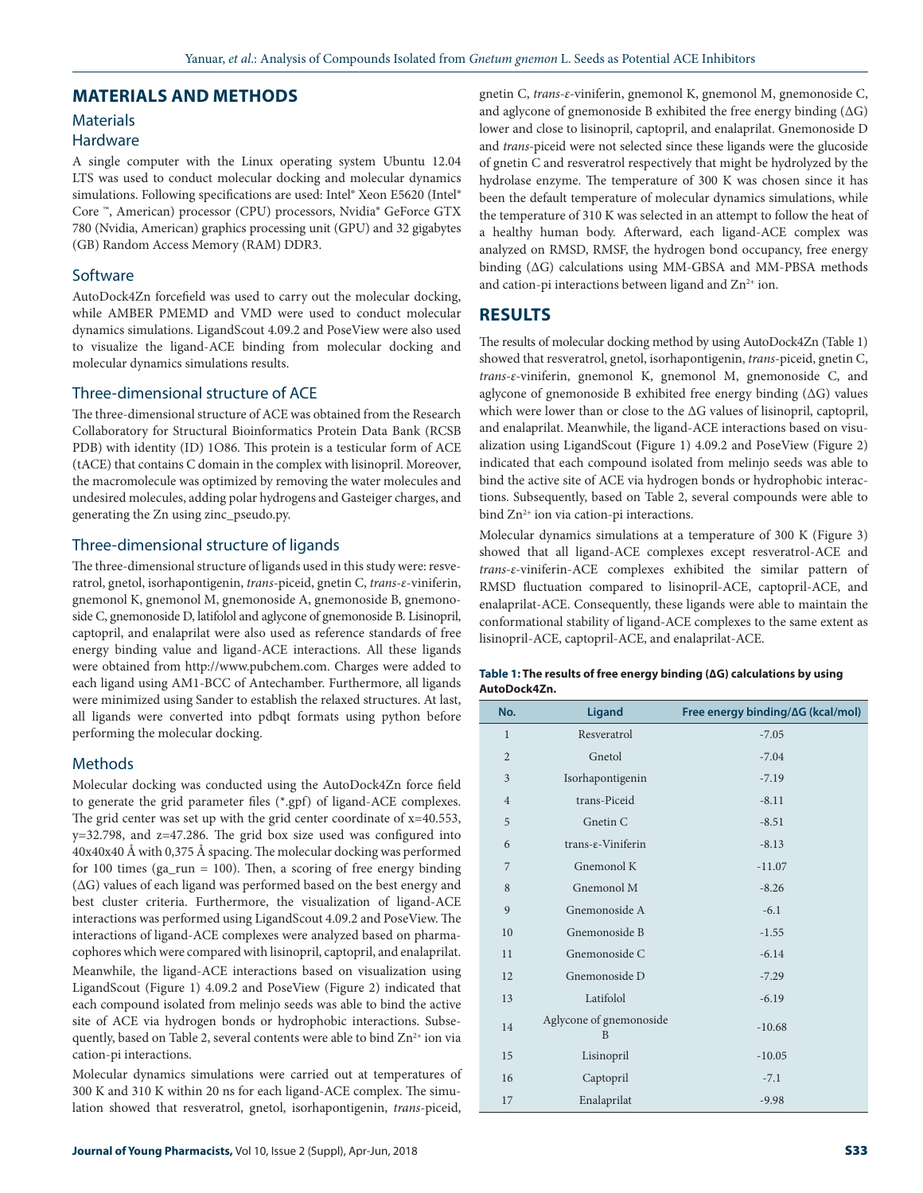## MATERIALS AND METHODS

### Materials

#### Hardware

A single computer with the Linux operating system Ubuntu 12.04 LTS was used to conduct molecular docking and molecular dynamics simulations. Following specifications are used: Intel® Xeon E5620 (Intel® Core ™, American) processor (CPU) processors, Nvidia® GeForce GTX 780 (Nvidia, American) graphics processing unit (GPU) and 32 gigabytes (GB) Random Access Memory (RAM) DDR3.

#### Software

AutoDock4Zn forcefield was used to carry out the molecular docking, while AMBER PMEMD and VMD were used to conduct molecular dynamics simulations. LigandScout 4.09.2 and PoseView were also used to visualize the ligand-ACE binding from molecular docking and molecular dynamics simulations results.

#### Three-dimensional structure of ACE

The three-dimensional structure of ACE was obtained from the Research Collaboratory for Structural Bioinformatics Protein Data Bank (RCSB PDB) with identity (ID) 1O86. This protein is a testicular form of ACE (tACE) that contains C domain in the complex with lisinopril. Moreover, the macromolecule was optimized by removing the water molecules and undesired molecules, adding polar hydrogens and Gasteiger charges, and generating the Zn using zinc_pseudo.py.

#### Three-dimensional structure of ligands

The three-dimensional structure of ligands used in this study were: resveratrol, gnetol, isorhapontigenin, *trans*-piceid, gnetin C, *trans*-ε-viniferin, gnemonol K, gnemonol M, gnemonoside A, gnemonoside B, gnemonoside C, gnemonoside D, latifolol and aglycone of gnemonoside B. Lisinopril, captopril, and enalaprilat were also used as reference standards of free energy binding value and ligand-ACE interactions. All these ligands were obtained from http://www.pubchem.com. Charges were added to each ligand using AM1-BCC of Antechamber. Furthermore, all ligands were minimized using Sander to establish the relaxed structures. At last, all ligands were converted into pdbqt formats using python before performing the molecular docking.

### Methods

Molecular docking was conducted using the AutoDock4Zn force field to generate the grid parameter files (*.gpf) of ligand-ACE complexes. The grid center was set up with the grid center coordinate of x=40.553, y=32.798, and z=47.286. The grid box size used was configured into 40x40x40 Å with 0,375 Å spacing. The molecular docking was performed for 100 times (ga_run = 100). Then, a scoring of free energy binding (ΔG) values of each ligand was performed based on the best energy and best cluster criteria. Furthermore, the visualization of ligand-ACE interactions was performed using LigandScout 4.09.2 and PoseView. The interactions of ligand-ACE complexes were analyzed based on pharmacophores which were compared with lisinopril, captopril, and enalaprilat. Meanwhile, the ligand-ACE interactions based on visualization using LigandScout (Figure 1) 4.09.2 and PoseView (Figure 2) indicated that each compound isolated from melinjo seeds was able to bind the active site of ACE via hydrogen bonds or hydrophobic interactions. Subsequently, based on Table 2, several contents were able to bind $Zn^{2+}$ ion via cation-pi interactions.

Molecular dynamics simulations were carried out at temperatures of 300 K and 310 K within 20 ns for each ligand-ACE complex. The simulation showed that resveratrol, gnetol, isorhapontigenin, *trans*-piceid, gnetin C, *trans*-ε-viniferin, gnemonol K, gnemonol M, gnemonoside C, and aglycone of gnemonoside B exhibited the free energy binding (ΔG) lower and close to lisinopril, captopril, and enalaprilat. Gnemonoside D and *trans*-piceid were not selected since these ligands were the glucoside of gnetin C and resveratrol respectively that might be hydrolyzed by the hydrolase enzyme. The temperature of 300 K was chosen since it has been the default temperature of molecular dynamics simulations, while the temperature of 310 K was selected in an attempt to follow the heat of a healthy human body. Afterward, each ligand-ACE complex was analyzed on RMSD, RMSF, the hydrogen bond occupancy, free energy binding (ΔG) calculations using MM-GBSA and MM-PBSA methods and cation-pi interactions between ligand and $Zn^{2+}$ ion.

## RESULTS

The results of molecular docking method by using AutoDock4Zn (Table 1) showed that resveratrol, gnetol, isorhapontigenin, *trans*-piceid, gnetin C, *trans*-ε-viniferin, gnemonol K, gnemonol M, gnemonoside C, and aglycone of gnemonoside B exhibited free energy binding (ΔG) values which were lower than or close to the ΔG values of lisinopril, captopril, and enalaprilat. Meanwhile, the ligand-ACE interactions based on visualization using LigandScout (Figure 1) 4.09.2 and PoseView (Figure 2) indicated that each compound isolated from melinjo seeds was able to bind the active site of ACE via hydrogen bonds or hydrophobic interactions. Subsequently, based on Table 2, several compounds were able to bind $Zn^{2+}$ ion via cation-pi interactions.

Molecular dynamics simulations at a temperature of 300 K (Figure 3) showed that all ligand-ACE complexes except resveratrol-ACE and *trans*-ε-viniferin-ACE complexes exhibited the similar pattern of RMSD fluctuation compared to lisinopril-ACE, captopril-ACE, and enalaprilat-ACE. Consequently, these ligands were able to maintain the conformational stability of ligand-ACE complexes to the same extent as lisinopril-ACE, captopril-ACE, and enalaprilat-ACE.

**Table 1: The results of free energy binding (ΔG) calculations by using AutoDock4Zn.**

| No. | Ligand | Free energy binding/ΔG (kcal/mol) |
|---|---|---|
| 1 | Resveratrol | -7.05 |
| 2 | Gnetol | -7.04 |
| 3 | Isorhapontigenin | -7.19 |
| 4 | trans-Piceid | -8.11 |
| 5 | Gnetin C | -8.51 |
| 6 | trans-ε-Viniferin | -8.13 |
| 7 | Gnemonol K | -11.07 |
| 8 | Gnemonol M | -8.26 |
| 9 | Gnemonoside A | -6.1 |
| 10 | Gnemonoside B | -1.55 |
| 11 | Gnemonoside C | -6.14 |
| 12 | Gnemonoside D | -7.29 |
| 13 | Latifolol | -6.19 |
| 14 | Aglycone of gnemonoside B | -10.68 |
| 15 | Lisinopril | -10.05 |
| 16 | Captopril | -7.1 |
| 17 | Enalaprilat | -9.98 |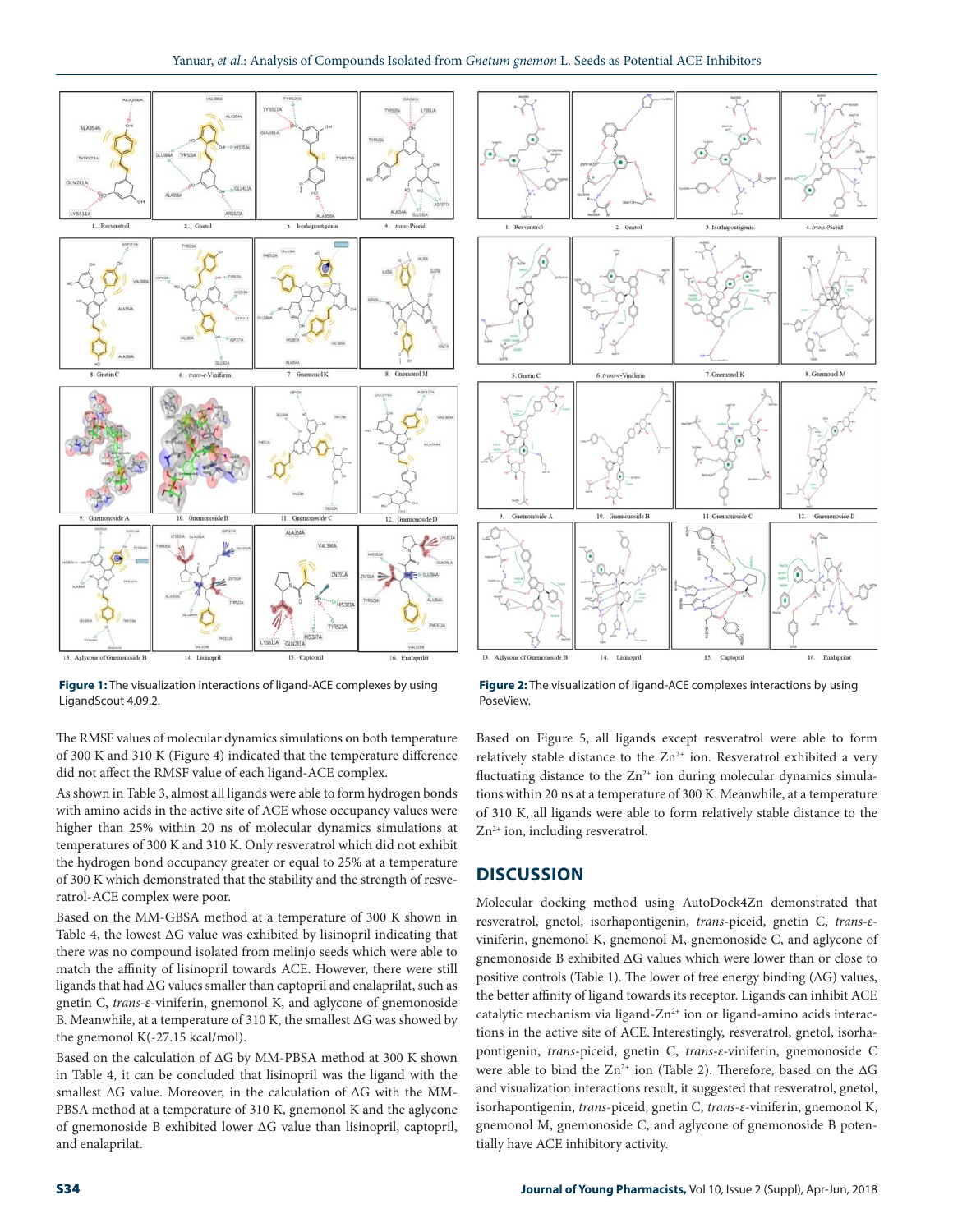**Figure 1:** The visualization interactions of ligand-ACE complexes by using LigandScout 4.09.2.

**Figure 2:** The visualization of ligand-ACE complexes interactions by using PoseView.

The RMSF values of molecular dynamics simulations on both temperature of 300 K and 310 K (Figure 4) indicated that the temperature difference did not affect the RMSF value of each ligand-ACE complex.

As shown in Table 3, almost all ligands were able to form hydrogen bonds with amino acids in the active site of ACE whose occupancy values were higher than 25% within 20 ns of molecular dynamics simulations at temperatures of 300 K and 310 K. Only resveratrol which did not exhibit the hydrogen bond occupancy greater or equal to 25% at a temperature of 300 K which demonstrated that the stability and the strength of resveratrol-ACE complex were poor.

Based on the MM-GBSA method at a temperature of 300 K shown in Table 4, the lowest ΔG value was exhibited by lisinopril indicating that there was no compound isolated from melinjo seeds which were able to match the affinity of lisinopril towards ACE. However, there were still ligands that had ΔG values smaller than captopril and enalaprilat, such as gnetin C, *trans*-ε-viniferin, gnemonol K, and aglycone of gnemonoside B. Meanwhile, at a temperature of 310 K, the smallest ΔG was showed by the gnemonol K(-27.15 kcal/mol).

Based on the calculation of ΔG by MM-PBSA method at 300 K shown in Table 4, it can be concluded that lisinopril was the ligand with the smallest ΔG value. Moreover, in the calculation of ΔG with the MM-PBSA method at a temperature of 310 K, gnemonol K and the aglycone of gnemonoside B exhibited lower ΔG value than lisinopril, captopril, and enalaprilat.

Based on Figure 5, all ligands except resveratrol were able to form relatively stable distance to the $Zn^{2+}$ ion. Resveratrol exhibited a very fluctuating distance to the $Zn^{2+}$ ion during molecular dynamics simulations within 20 ns at a temperature of 300 K. Meanwhile, at a temperature of 310 K, all ligands were able to form relatively stable distance to the $Zn^{2+}$ ion, including resveratrol.

## DISCUSSION

Molecular docking method using AutoDock4Zn demonstrated that resveratrol, gnetol, isorhapontigenin, *trans*-piceid, gnetin C, *trans*-ε-viniferin, gnemonol K, gnemonol M, gnemonoside C, and aglycone of gnemonoside B exhibited ΔG values which were lower than or close to positive controls (Table 1). The lower of free energy binding (ΔG) values, the better affinity of ligand towards its receptor. Ligands can inhibit ACE catalytic mechanism via ligand-$Zn^{2+}$ ion or ligand-amino acids interactions in the active site of ACE. Interestingly, resveratrol, gnetol, isorhapontigenin, *trans*-piceid, gnetin C, *trans*-ε-viniferin, gnemonoside C were able to bind the $Zn^{2+}$ ion (Table 2). Therefore, based on the ΔG and visualization interactions result, it suggested that resveratrol, gnetol, isorhapontigenin, *trans*-piceid, gnetin C, *trans*-ε-viniferin, gnemonol K, gnemonol M, gnemonoside C, and aglycone of gnemonoside B potentially have ACE inhibitory activity.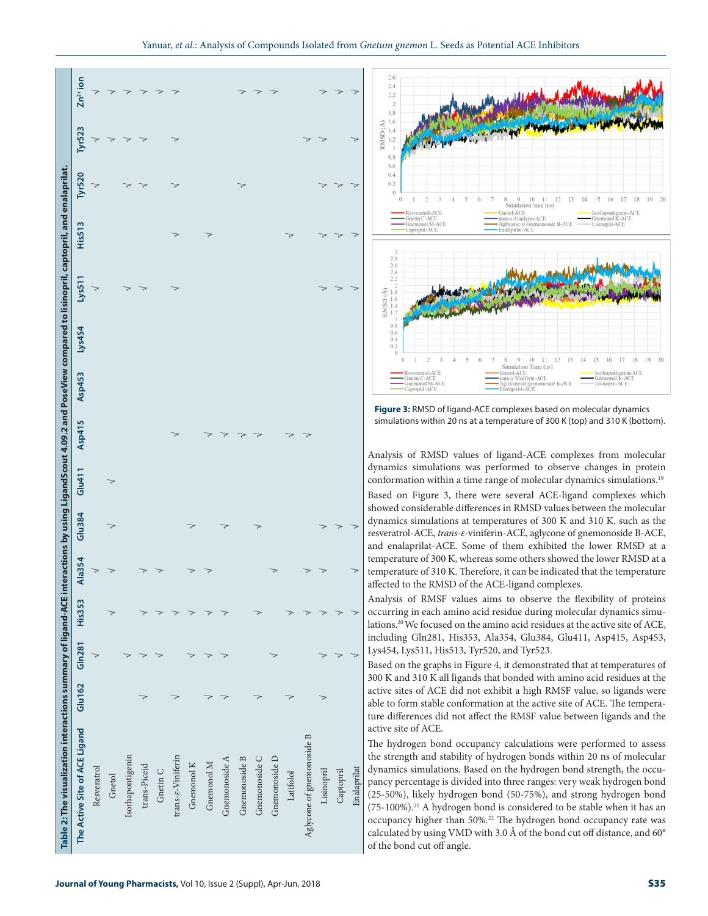**Table 2: The visualization interactions summary of ligand-ACE interactions by using LigandScout 4.09.2 and PoseView compared to lisinopril, captopril, and enalaprilat.**

| The Active Site of ACE Ligand | Glu162 | Gln281 | His353 | Ala354 | Glu384 | Glu411 | Asp415 | Asp453 | Lys454 | Lys511 | His513 | Tyr520 | Tyr523 | $Zn^{2+}$ ion |
|---|---|---|---|---|---|---|---|---|---|---|---|---|---|---|
| Resveratrol | | √ | | √ | | | | | | √ | | √ | √ | √ |
| Gnetol | | | √ | √ | √ | √ | | | | | | | √ | √ |
| Isorhapontigenin | | √ | √ | | | | | | | √ | | √ | √ | √ |
| trans-Piceid | √ | √ | √ | √ | | | | | | √ | | √ | √ | √ |
| Gnetin C | | √ | √ | √ | | | | | | | | | | √ |
| trans-ε-Viniferin | √ | | √ | | | | √ | | | √ | √ | √ | √ | √ |
| Gnemonol K | | √ | √ | √ | √ | | | | | | | | | |
| Gnemonol M | √ | √ | √ | √ | | | √ | | | | √ | | | |
| Gnemonoside A | √ | √ | √ | | √ | | √ | | | | | | | |
| Gnemonoside B | | | | | | | √ | | | | | √ | | √ |
| Gnemonoside C | √ | | √ | | √ | | √ | | | | | | | √ |
| Gnemonoside D | | √ | | √ | | | | | | | | | | √ |
| Latifolol | √ | | √ | | | | √ | | | | √ | | | |
| Aglycone of gnemonoside B | | | √ | √ | | | √ | | | | | | √ | |
| Lisinopril | √ | √ | √ | √ | √ | | | | | √ | √ | √ | √ | √ |
| Captopril | | √ | √ | | √ | | | | | √ | √ | √ | | √ |
| Enalaprilat | | √ | √ | √ | √ | | | | | √ | √ | √ | √ | √ |

Figure 3: RMSD of ligand-ACE complexes based on molecular dynamics simulations within 20 ns at a temperature of 300 K (top) and 310 K (bottom).

Analysis of RMSD values of ligand-ACE complexes from molecular dynamics simulations was performed to observe changes in protein conformation within a time range of molecular dynamics simulations.[19]

Based on Figure 3, there were several ACE-ligand complexes which showed considerable differences in RMSD values between the molecular dynamics simulations at temperatures of 300 K and 310 K, such as the resveratrol-ACE, *trans*-ε-viniferin-ACE, aglycone of gnemonoside B-ACE, and enalaprilat-ACE. Some of them exhibited the lower RMSD at a temperature of 300 K, whereas some others showed the lower RMSD at a temperature of 310 K. Therefore, it can be indicated that the temperature affected to the RMSD of the ACE-ligand complexes.

Analysis of RMSF values aims to observe the flexibility of proteins occurring in each amino acid residue during molecular dynamics simulations.[20] We focused on the amino acid residues at the active site of ACE, including Gln281, His353, Ala354, Glu384, Glu411, Asp415, Asp453, Lys454, Lys511, His513, Tyr520, and Tyr523.

Based on the graphs in Figure 4, it demonstrated that at temperatures of 300 K and 310 K all ligands that bonded with amino acid residues at the active sites of ACE did not exhibit a high RMSF value, so ligands were able to form stable conformation at the active site of ACE. The temperature differences did not affect the RMSF value between ligands and the active site of ACE.

The hydrogen bond occupancy calculations were performed to assess the strength and stability of hydrogen bonds within 20 ns of molecular dynamics simulations. Based on the hydrogen bond strength, the occupancy percentage is divided into three ranges: very weak hydrogen bond (25-50%), likely hydrogen bond (50-75%), and strong hydrogen bond (75-100%).[21] A hydrogen bond is considered to be stable when it has an occupancy higher than 50%.[22] The hydrogen bond occupancy rate was calculated by using VMD with 3.0 Å of the bond cut off distance, and 60° of the bond cut off angle.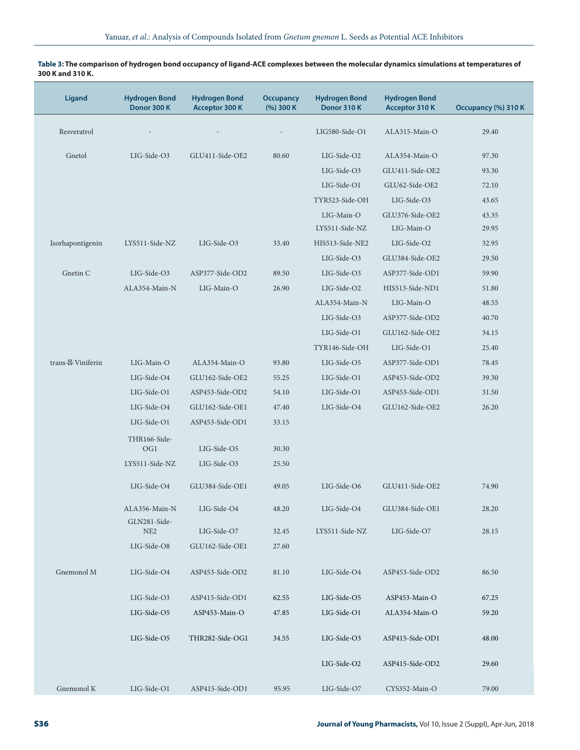**Table 3: The comparison of hydrogen bond occupancy of ligand-ACE complexes between the molecular dynamics simulations at temperatures of 300 K and 310 K.**

| Ligand | Hydrogen Bond Donor 300 K | Hydrogen Bond Acceptor 300 K | Occupancy (%) 300 K | Hydrogen Bond Donor 310 K | Hydrogen Bond Acceptor 310 K | Occupancy (%) 310 K |
|---|---|---|---|---|---|---|
| Resveratrol | - | - | - | LIG580-Side-O1 | ALA315-Main-O | 29.40 |
| Gnetol | LIG-Side-O3 | GLU411-Side-OE2 | 80.60 | LIG-Side-O2 | ALA354-Main-O | 97.30 |
| | | | | LIG-Side-O3 | GLU411-Side-OE2 | 93.30 |
| | | | | LIG-Side-O1 | GLU62-Side-OE2 | 72.10 |
| | | | | TYR523-Side-OH | LIG-Side-O3 | 43.65 |
| | | | | LIG-Main-O | GLU376-Side-OE2 | 43.35 |
| | | | | LYS511-Side-NZ | LIG-Main-O | 29.95 |
| Isorhapontigenin | LYS511-Side-NZ | LIG-Side-O3 | 33.40 | HIS513-Side-NE2 | LIG-Side-O2 | 32.95 |
| | | | | LIG-Side-O3 | GLU384-Side-OE2 | 29.50 |
| Gnetin C | LIG-Side-O3 | ASP377-Side-OD2 | 89.50 | LIG-Side-O3 | ASP377-Side-OD1 | 59.90 |
| | ALA354-Main-N | LIG-Main-O | 26.90 | LIG-Side-O2 | HIS513-Side-ND1 | 51.80 |
| | | | | ALA354-Main-N | LIG-Main-O | 48.55 |
| | | | | LIG-Side-O3 | ASP377-Side-OD2 | 40.70 |
| | | | | LIG-Side-O1 | GLU162-Side-OE2 | 34.15 |
| | | | | TYR146-Side-OH | LIG-Side-O1 | 25.40 |
| trans-ε-Viniferin | LIG-Main-O | ALA354-Main-O | 93.80 | LIG-Side-O5 | ASP377-Side-OD1 | 78.45 |
| | LIG-Side-O4 | GLU162-Side-OE2 | 55.25 | LIG-Side-O1 | ASP453-Side-OD2 | 39.30 |
| | LIG-Side-O1 | ASP453-Side-OD2 | 54.10 | LIG-Side-O1 | ASP453-Side-OD1 | 31.50 |
| | LIG-Side-O4 | GLU162-Side-OE1 | 47.40 | LIG-Side-O4 | GLU162-Side-OE2 | 26.20 |
| | LIG-Side-O1 | ASP453-Side-OD1 | 33.15 | | | |
| | THR166-Side-OG1 | LIG-Side-O5 | 30.30 | | | |
| | LYS511-Side-NZ | LIG-Side-O3 | 25.50 | | | |
| | LIG-Side-O4 | GLU384-Side-OE1 | 49.05 | LIG-Side-O6 | GLU411-Side-OE2 | 74.90 |
| | ALA356-Main-N | LIG-Side-O4 | 48.20 | LIG-Side-O4 | GLU384-Side-OE1 | 28.20 |
| | GLN281-Side-NE2 | LIG-Side-O7 | 32.45 | LYS511-Side-NZ | LIG-Side-O7 | 28.15 |
| | LIG-Side-O8 | GLU162-Side-OE1 | 27.60 | | | |
| Gnemonol M | LIG-Side-O4 | ASP453-Side-OD2 | 81.10 | LIG-Side-O4 | ASP453-Side-OD2 | 86.50 |
| | LIG-Side-O3 | ASP415-Side-OD1 | 62.55 | LIG-Side-O5 | ASP453-Main-O | 67.25 |
| | LIG-Side-O5 | ASP453-Main-O | 47.85 | LIG-Side-O1 | ALA354-Main-O | 59.20 |
| | LIG-Side-O5 | THR282-Side-OG1 | 34.55 | LIG-Side-O3 | ASP415-Side-OD1 | 48.00 |
| | | | | LIG-Side-O2 | ASP415-Side-OD2 | 29.60 |
| Gnemonol K | LIG-Side-O1 | ASP415-Side-OD1 | 95.95 | LIG-Side-O7 | CYS352-Main-O | 79.00 |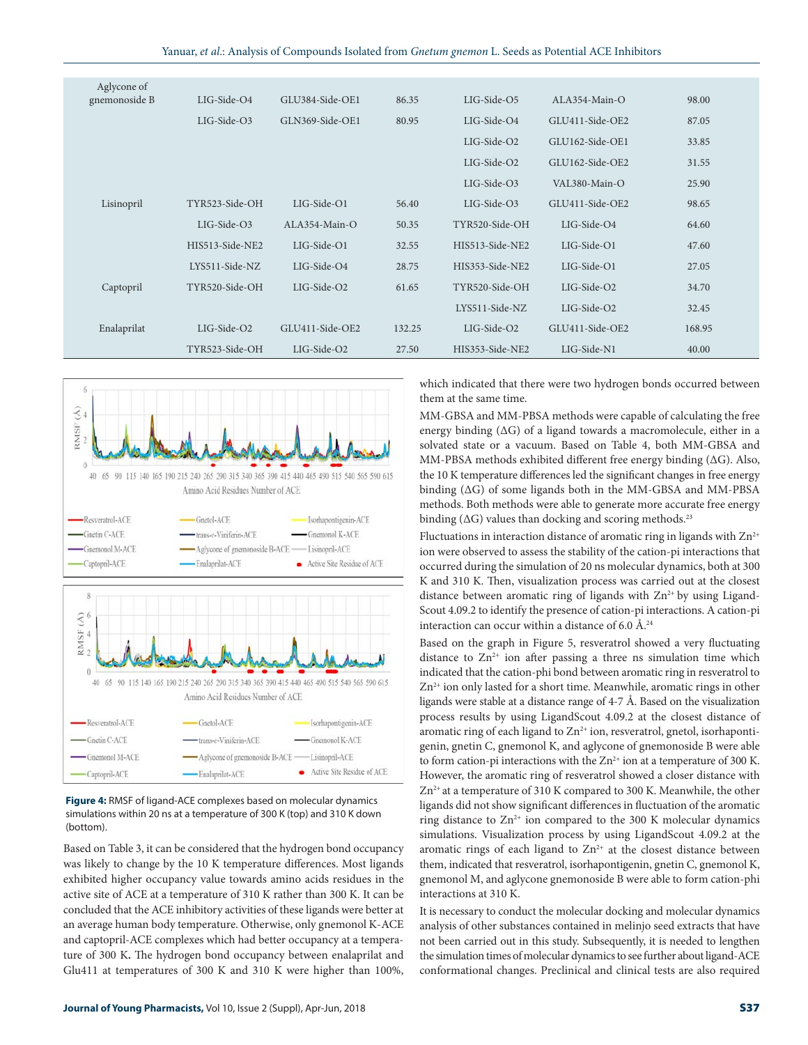| | | | | | | |
|---|---|---|---|---|---|---|
| Aglycone of gnemonoside B | LIG-Side-O4 | GLU384-Side-OE1 | 86.35 | LIG-Side-O5 | ALA354-Main-O | 98.00 |
| | LIG-Side-O3 | GLN369-Side-OE1 | 80.95 | LIG-Side-O4 | GLU411-Side-OE2 | 87.05 |
| | | | | LIG-Side-O2 | GLU162-Side-OE1 | 33.85 |
| | | | | LIG-Side-O2 | GLU162-Side-OE2 | 31.55 |
| | | | | LIG-Side-O3 | VAL380-Main-O | 25.90 |
| Lisinopril | TYR523-Side-OH | LIG-Side-O1 | 56.40 | LIG-Side-O3 | GLU411-Side-OE2 | 98.65 |
| | LIG-Side-O3 | ALA354-Main-O | 50.35 | TYR520-Side-OH | LIG-Side-O4 | 64.60 |
| | HIS513-Side-NE2 | LIG-Side-O1 | 32.55 | HIS513-Side-NE2 | LIG-Side-O1 | 47.60 |
| | LYS511-Side-NZ | LIG-Side-O4 | 28.75 | HIS353-Side-NE2 | LIG-Side-O1 | 27.05 |
| Captopril | TYR520-Side-OH | LIG-Side-O2 | 61.65 | TYR520-Side-OH | LIG-Side-O2 | 34.70 |
| | | | | LYS511-Side-NZ | LIG-Side-O2 | 32.45 |
| Enalaprilat | LIG-Side-O2 | GLU411-Side-OE2 | 132.25 | LIG-Side-O2 | GLU411-Side-OE2 | 168.95 |
| | TYR523-Side-OH | LIG-Side-O2 | 27.50 | HIS353-Side-NE2 | LIG-Side-N1 | 40.00 |

**Figure 4:** RMSF of ligand-ACE complexes based on molecular dynamics simulations within 20 ns at a temperature of 300 K (top) and 310 K down (bottom).

Based on Table 3, it can be considered that the hydrogen bond occupancy was likely to change by the 10 K temperature differences. Most ligands exhibited higher occupancy value towards amino acids residues in the active site of ACE at a temperature of 310 K rather than 300 K. It can be concluded that the ACE inhibitory activities of these ligands were better at an average human body temperature. Otherwise, only gnemonol K-ACE and captopril-ACE complexes which had better occupancy at a temperature of 300 K**.** The hydrogen bond occupancy between enalaprilat and Glu411 at temperatures of 300 K and 310 K were higher than 100%, which indicated that there were two hydrogen bonds occurred between them at the same time.

MM-GBSA and MM-PBSA methods were capable of calculating the free energy binding (ΔG) of a ligand towards a macromolecule, either in a solvated state or a vacuum. Based on Table 4, both MM-GBSA and MM-PBSA methods exhibited different free energy binding (ΔG). Also, the 10 K temperature differences led the significant changes in free energy binding (ΔG) of some ligands both in the MM-GBSA and MM-PBSA methods. Both methods were able to generate more accurate free energy binding (ΔG) values than docking and scoring methods.[23]

Fluctuations in interaction distance of aromatic ring in ligands with $Zn^{2+}$ ion were observed to assess the stability of the cation-pi interactions that occurred during the simulation of 20 ns molecular dynamics, both at 300 K and 310 K. Then, visualization process was carried out at the closest distance between aromatic ring of ligands with $Zn^{2+}$ by using LigandScout 4.09.2 to identify the presence of cation-pi interactions. A cation-pi interaction can occur within a distance of 6.0 Å.[24]

Based on the graph in Figure 5, resveratrol showed a very fluctuating distance to $Zn^{2+}$ ion after passing a three ns simulation time which indicated that the cation-phi bond between aromatic ring in resveratrol to $Zn^{2+}$ ion only lasted for a short time. Meanwhile, aromatic rings in other ligands were stable at a distance range of 4-7 Å. Based on the visualization process results by using LigandScout 4.09.2 at the closest distance of aromatic ring of each ligand to $Zn^{2+}$ ion, resveratrol, gnetol, isorhapontigenin, gnetin C, gnemonol K, and aglycone of gnemonoside B were able to form cation-pi interactions with the $Zn^{2+}$ ion at a temperature of 300 K. However, the aromatic ring of resveratrol showed a closer distance with $Zn^{2+}$ at a temperature of 310 K compared to 300 K. Meanwhile, the other ligands did not show significant differences in fluctuation of the aromatic ring distance to $Zn^{2+}$ ion compared to the 300 K molecular dynamics simulations. Visualization process by using LigandScout 4.09.2 at the aromatic rings of each ligand to $Zn^{2+}$ at the closest distance between them, indicated that resveratrol, isorhapontigenin, gnetin C, gnemonol K, gnemonol M, and aglycone gnemonoside B were able to form cation-phi interactions at 310 K.

It is necessary to conduct the molecular docking and molecular dynamics analysis of other substances contained in melinjo seed extracts that have not been carried out in this study. Subsequently, it is needed to lengthen the simulation times of molecular dynamics to see further about ligand-ACE conformational changes. Preclinical and clinical tests are also required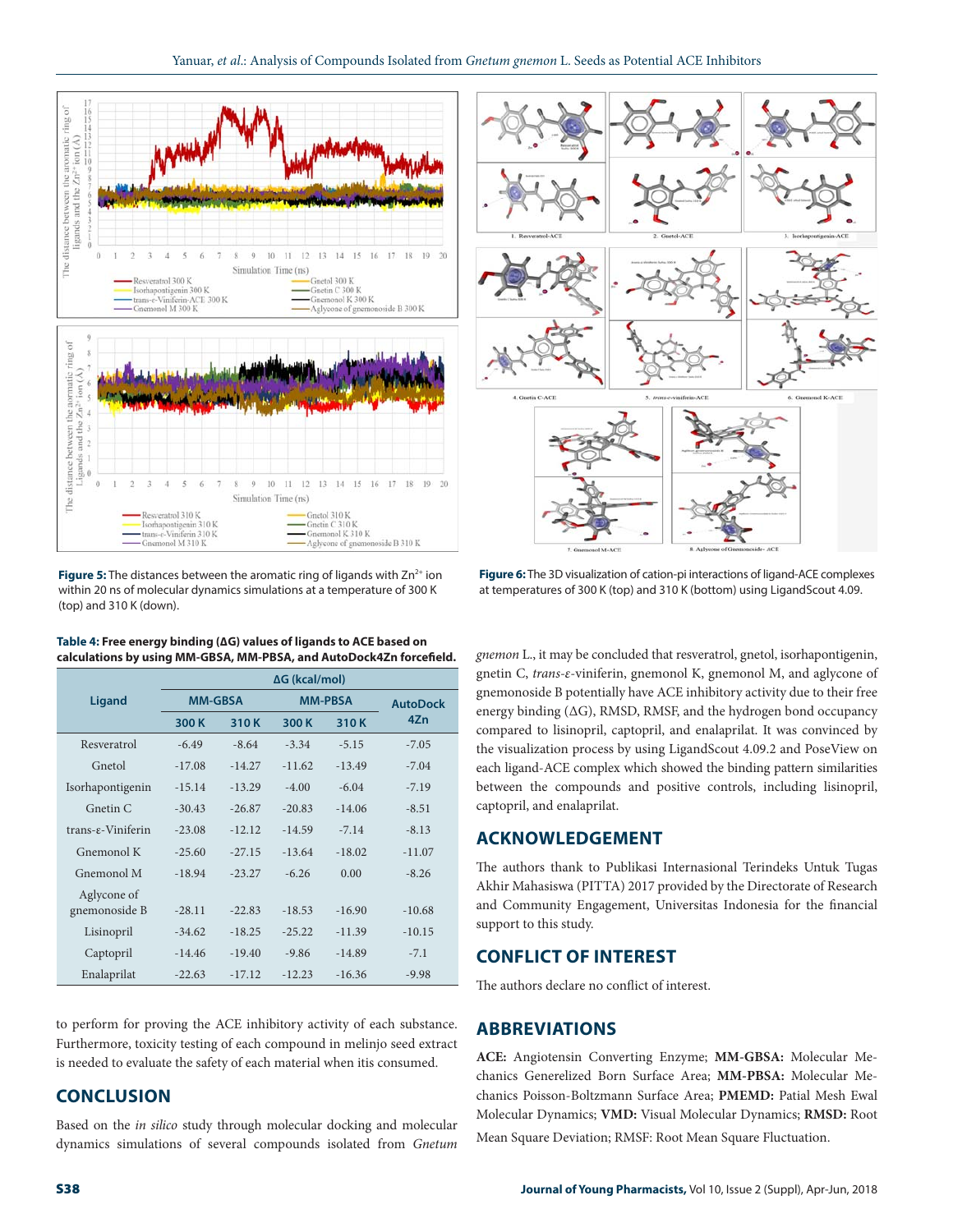Figure 5: The distances between the aromatic ring of ligands with $Zn^{2+}$ ion within 20 ns of molecular dynamics simulations at a temperature of 300 K (top) and 310 K (down).

Figure 6: The 3D visualization of cation-pi interactions of ligand-ACE complexes at temperatures of 300 K (top) and 310 K (bottom) using LigandScout 4.09.

**Table 4: Free energy binding (ΔG) values of ligands to ACE based on calculations by using MM-GBSA, MM-PBSA, and AutoDock4Zn forcefield.**

| Ligand | ΔG (kcal/mol) | | | | |
|---|---|---|---|---|---|
| | MM-GBSA | | MM-PBSA | | AutoDock 4Zn |
| | 300 K | 310 K | 300 K | 310 K | |
| Resveratrol | -6.49 | -8.64 | -3.34 | -5.15 | -7.05 |
| Gnetol | -17.08 | -14.27 | -11.62 | -13.49 | -7.04 |
| Isorhapontigenin | -15.14 | -13.29 | -4.00 | -6.04 | -7.19 |
| Gnetin C | -30.43 | -26.87 | -20.83 | -14.06 | -8.51 |
| trans-ε-Viniferin | -23.08 | -12.12 | -14.59 | -7.14 | -8.13 |
| Gnemonol K | -25.60 | -27.15 | -13.64 | -18.02 | -11.07 |
| Gnemonol M | -18.94 | -23.27 | -6.26 | 0.00 | -8.26 |
| Aglycone of gnemonoside B | -28.11 | -22.83 | -18.53 | -16.90 | -10.68 |
| Lisinopril | -34.62 | -18.25 | -25.22 | -11.39 | -10.15 |
| Captopril | -14.46 | -19.40 | -9.86 | -14.89 | -7.1 |
| Enalaprilat | -22.63 | -17.12 | -12.23 | -16.36 | -9.98 |

to perform for proving the ACE inhibitory activity of each substance. Furthermore, toxicity testing of each compound in melinjo seed extract is needed to evaluate the safety of each material when itis consumed.

## CONCLUSION

Based on the *in silico* study through molecular docking and molecular dynamics simulations of several compounds isolated from *Gnetum gnemon* L., it may be concluded that resveratrol, gnetol, isorhapontigenin, gnetin C, *trans*-ε-viniferin, gnemonol K, gnemonol M, and aglycone of gnemonoside B potentially have ACE inhibitory activity due to their free energy binding (ΔG), RMSD, RMSF, and the hydrogen bond occupancy compared to lisinopril, captopril, and enalaprilat. It was convinced by the visualization process by using LigandScout 4.09.2 and PoseView on each ligand-ACE complex which showed the binding pattern similarities between the compounds and positive controls, including lisinopril, captopril, and enalaprilat.

## ACKNOWLEDGEMENT

The authors thank to Publikasi Internasional Terindeks Untuk Tugas Akhir Mahasiswa (PITTA) 2017 provided by the Directorate of Research and Community Engagement, Universitas Indonesia for the financial support to this study.

## CONFLICT OF INTEREST

The authors declare no conflict of interest.

## ABBREVIATIONS

**ACE:** Angiotensin Converting Enzyme; **MM-GBSA:** Molecular Mechanics Generelized Born Surface Area; **MM-PBSA:** Molecular Mechanics Poisson-Boltzmann Surface Area; **PMEMD:** Patial Mesh Ewal Molecular Dynamics; **VMD:** Visual Molecular Dynamics; **RMSD:** Root Mean Square Deviation; RMSF: Root Mean Square Fluctuation.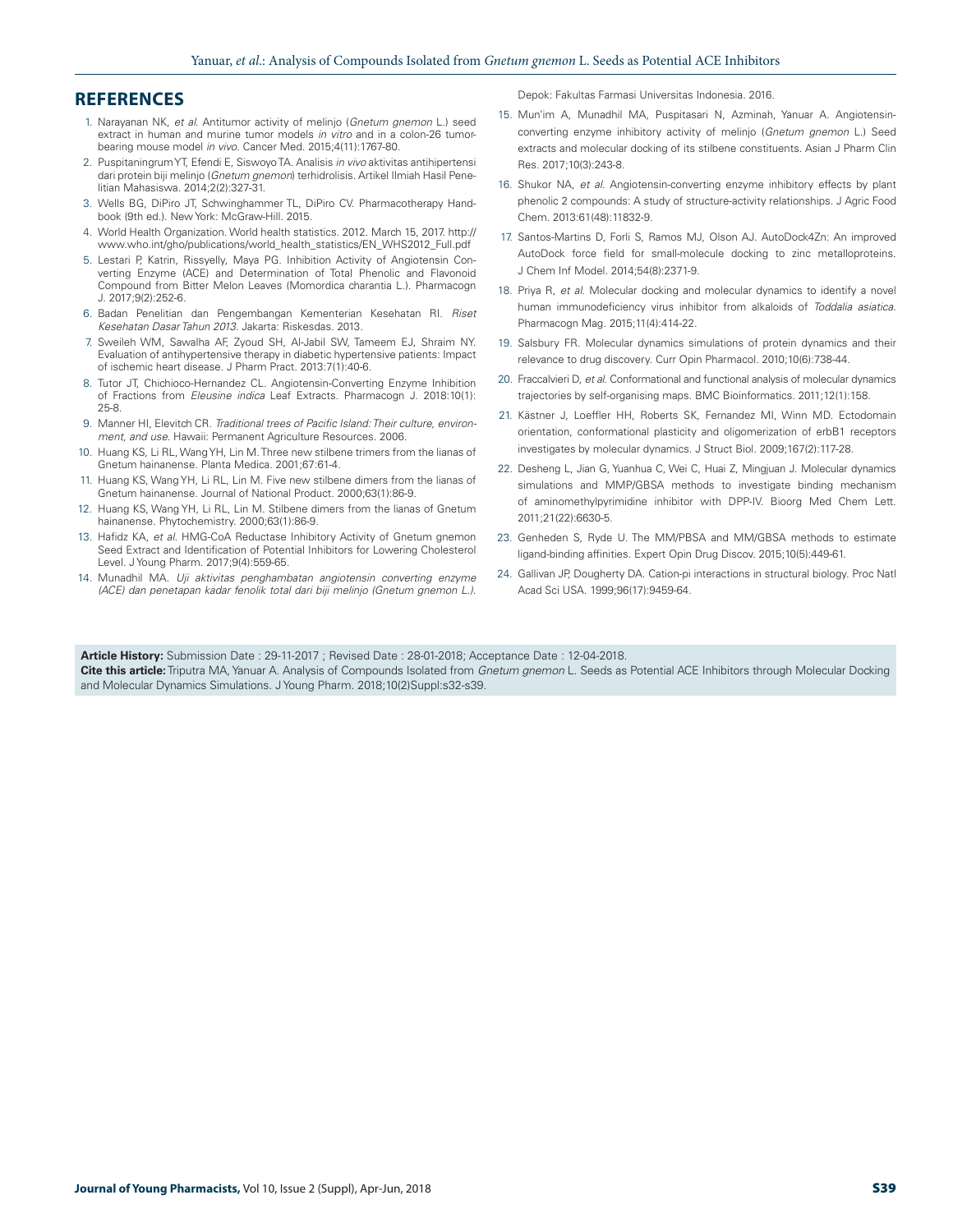## REFERENCES

1. Narayanan NK, *et al.* Antitumor activity of melinjo (*Gnetum gnemon* L.) seed extract in human and murine tumor models *in vitro* and in a colon-26 tumor-bearing mouse model *in vivo*. Cancer Med. 2015;4(11):1767-80.
2. Puspitaningrum YT, Efendi E, Siswoyo TA. Analisis *in vivo* aktivitas antihipertensi dari protein biji melinjo (*Gnetum gnemon*) terhidrolisis. Artikel Ilmiah Hasil Penelitian Mahasiswa. 2014;2(2):327-31.
3. Wells BG, DiPiro JT, Schwinghammer TL, DiPiro CV. Pharmacotherapy Handbook (9th ed.). New York: McGraw-Hill. 2015.
4. World Health Organization. World health statistics. 2012. March 15, 2017. http://www.who.int/gho/publications/world_health_statistics/EN_WHS2012_Full.pdf
5. Lestari P, Katrin, Rissyelly, Maya PG. Inhibition Activity of Angiotensin Converting Enzyme (ACE) and Determination of Total Phenolic and Flavonoid Compound from Bitter Melon Leaves (Momordica charantia L.). Pharmacogn J. 2017;9(2):252-6.
6. Badan Penelitian dan Pengembangan Kementerian Kesehatan RI. *Riset Kesehatan Dasar Tahun 2013*. Jakarta: Riskesdas. 2013.
7. Sweileh WM, Sawalha AF, Zyoud SH, Al-Jabil SW, Tameem EJ, Shraim NY. Evaluation of antihypertensive therapy in diabetic hypertensive patients: Impact of ischemic heart disease. J Pharm Pract. 2013:7(1):40-6.
8. Tutor JT, Chichioco-Hernandez CL. Angiotensin-Converting Enzyme Inhibition of Fractions from *Eleusine indica* Leaf Extracts. Pharmacogn J. 2018:10(1): 25-8.
9. Manner HI, Elevitch CR. *Traditional trees of Pacific Island: Their culture, environment, and use*. Hawaii: Permanent Agriculture Resources. 2006.
10. Huang KS, Li RL, Wang YH, Lin M. Three new stilbene trimers from the lianas of Gnetum hainanense. Planta Medica. 2001;67:61-4.
11. Huang KS, Wang YH, Li RL, Lin M. Five new stilbene dimers from the lianas of Gnetum hainanense. Journal of National Product. 2000;63(1):86-9.
12. Huang KS, Wang YH, Li RL, Lin M. Stilbene dimers from the lianas of Gnetum hainanense. Phytochemistry. 2000;63(1):86-9.
13. Hafidz KA, *et al.* HMG-CoA Reductase Inhibitory Activity of Gnetum gnemon Seed Extract and Identification of Potential Inhibitors for Lowering Cholesterol Level. J Young Pharm. 2017;9(4):559-65.
14. Munadhil MA. *Uji aktivitas penghambatan angiotensin converting enzyme (ACE) dan penetapan kadar fenolik total dari biji melinjo (Gnetum gnemon L.)*. Depok: Fakultas Farmasi Universitas Indonesia. 2016.
15. Mun'im A, Munadhil MA, Puspitasari N, Azminah, Yanuar A. Angiotensin-converting enzyme inhibitory activity of melinjo (*Gnetum gnemon* L.) Seed extracts and molecular docking of its stilbene constituents. Asian J Pharm Clin Res. 2017;10(3):243-8.
16. Shukor NA, *et al.* Angiotensin-converting enzyme inhibitory effects by plant phenolic 2 compounds: A study of structure-activity relationships. J Agric Food Chem. 2013:61(48):11832-9.
17. Santos-Martins D, Forli S, Ramos MJ, Olson AJ. AutoDock4Zn: An improved AutoDock force field for small-molecule docking to zinc metalloproteins. J Chem Inf Model. 2014;54(8):2371-9.
18. Priya R, *et al.* Molecular docking and molecular dynamics to identify a novel human immunodeficiency virus inhibitor from alkaloids of *Toddalia asiatica*. Pharmacogn Mag. 2015;11(4):414-22.
19. Salsbury FR. Molecular dynamics simulations of protein dynamics and their relevance to drug discovery. Curr Opin Pharmacol. 2010;10(6):738-44.
20. Fraccalvieri D, *et al.* Conformational and functional analysis of molecular dynamics trajectories by self-organising maps. BMC Bioinformatics. 2011;12(1):158.
21. Kästner J, Loeffler HH, Roberts SK, Fernandez MI, Winn MD. Ectodomain orientation, conformational plasticity and oligomerization of erbB1 receptors investigates by molecular dynamics. J Struct Biol. 2009;167(2):117-28.
22. Desheng L, Jian G, Yuanhua C, Wei C, Huai Z, Mingjuan J. Molecular dynamics simulations and MMP/GBSA methods to investigate binding mechanism of aminomethylpyrimidine inhibitor with DPP-IV. Bioorg Med Chem Lett. 2011;21(22):6630-5.
23. Genheden S, Ryde U. The MM/PBSA and MM/GBSA methods to estimate ligand-binding affinities. Expert Opin Drug Discov. 2015;10(5):449-61.
24. Gallivan JP, Dougherty DA. Cation-pi interactions in structural biology. Proc Natl Acad Sci USA. 1999;96(17):9459-64.

**Article History:** Submission Date : 29-11-2017 ; Revised Date : 28-01-2018; Acceptance Date : 12-04-2018.
**Cite this article:** Triputra MA, Yanuar A. Analysis of Compounds Isolated from *Gnetum gnemon* L. Seeds as Potential ACE Inhibitors through Molecular Docking and Molecular Dynamics Simulations. J Young Pharm. 2018;10(2)Suppl:s32-s39.